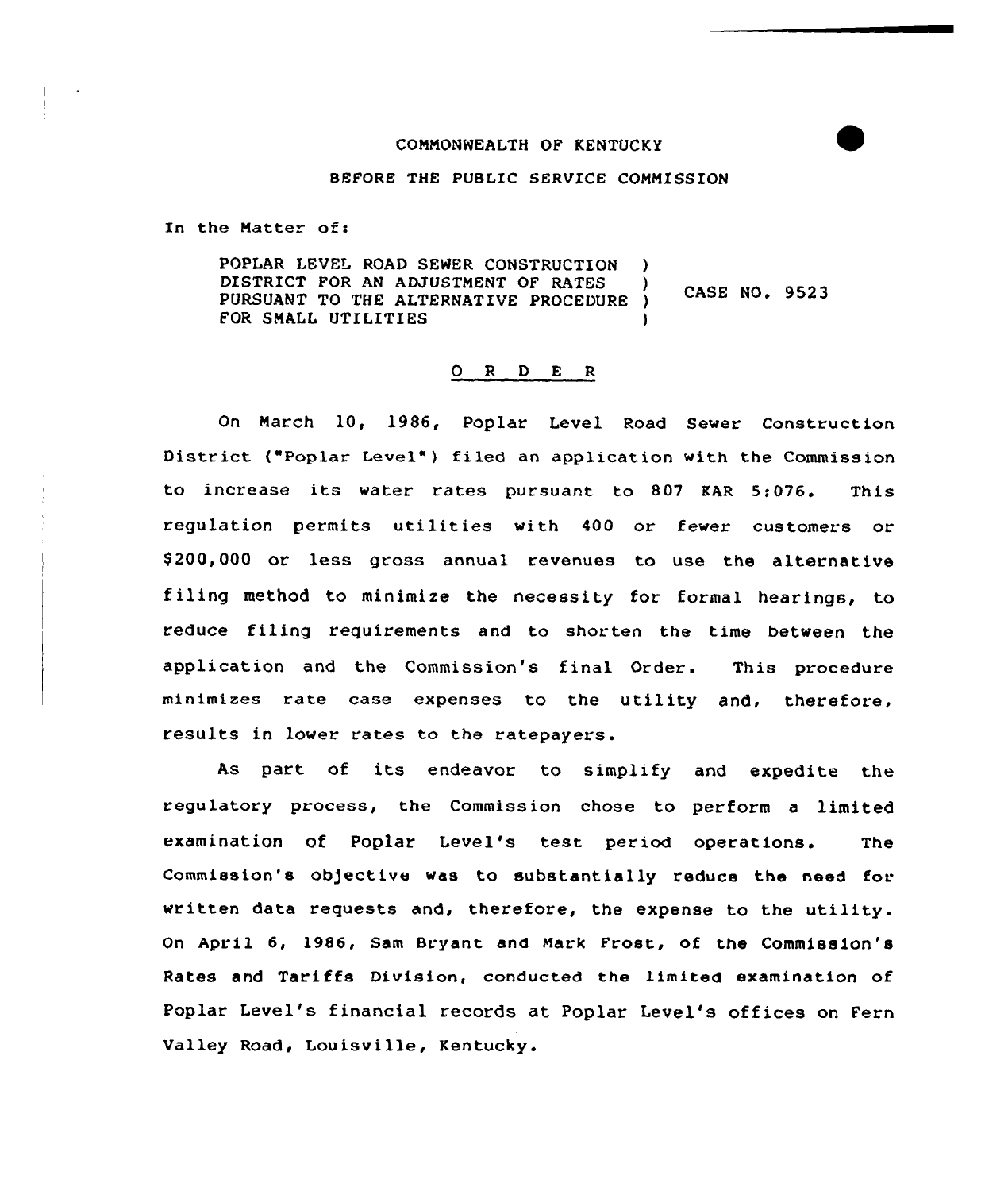COMMONWEALTH OF KENTUCKY

BEFORE THE PUBLIC SERVICE COMMISSION

In the Matter of:

POPLAR LEVEL ROAD SEWER CONSTRUCTION DISTRICT FOR AN ADJUSTMENT OF RATES PURSUANT TO THE ALTERNATIVE PROCEDURE FOR SMALL UTILITIES ) CASE NO. 9523

## O R D E R

On March 10, 1986, Poplar Level Road Sewer Construction District ("Poplar Level") filed an application with the Commission to increase its water rates pursuant to 807 KAR 5:076. This regulation permits utilities with 400 or fewer customers or $200,000 or less gross annual revenues to use the alternative filing method to minimize the necessity for formal hearings, to reduce filing requirements and to shorten the time between the application and the Commission's final Order. This procedure minimizes rate case expenses to the utility and, therefore, results in lower rates to the ratepayers.

As part of its endeavor to simplify and expedite the regulatory process, the Commission chose to perform a limited examination of Poplar Level's test period operations. The Commission's objective was to substantially reduce the need for written data requests and, therefore, the expense to the utility. On April 6, 1986, Sam Bryant and Mark Frost, of the Commission's Rates and Tariffs Division, conducted the limited examination of Poplar Level's financial records at Poplar Level's offices on Fern Valley Road, Louisville, Kentucky.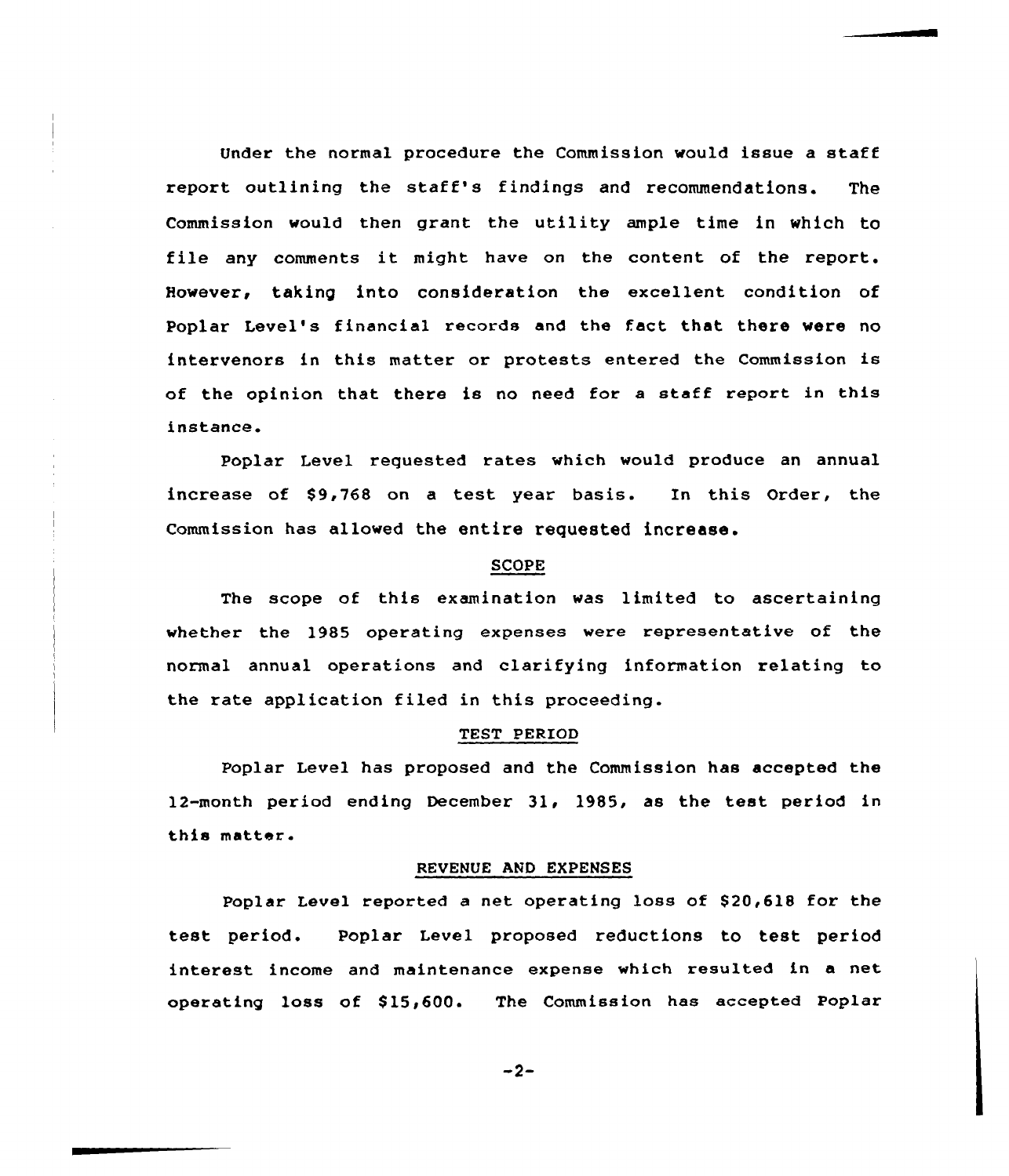Under the normal procedure the Commission would issue a staff report outlining the staff's findings and recommendations. The Commission would then grant the utility ample time in which to file any comments it might have on the content of the report. However, taking into consideration the excellent condition of Poplar Level's financial records and the fact that there were no intervenors in this matter or protests entered the Commission is of the opinion that there is no need for a staff report in this instance.

Poplar Level requested rates which would produce an annual increase of $9,768 on a test year basis. In this Order, the Commission has allowed the entire requested increase.

## SCOPE

The scope of this examination was limited to ascertaining whether the 1985 operating expenses were representative of the normal annual operations and clarifying information relating to the rate application filed in this proceeding.

## TEST PERIOD

Poplar Level has proposed and the Commission has accepted the 12-month period ending December 31, 1985, as the test period in this matter.

## REVENUE AND EXPENSES

Poplar Level reported a net operating loss of $20,618 for the test period. Poplar Level proposed reductions to test period interest income and maintenance expense which resulted in a net operating loss of $15,600. The Commission has accepted Poplar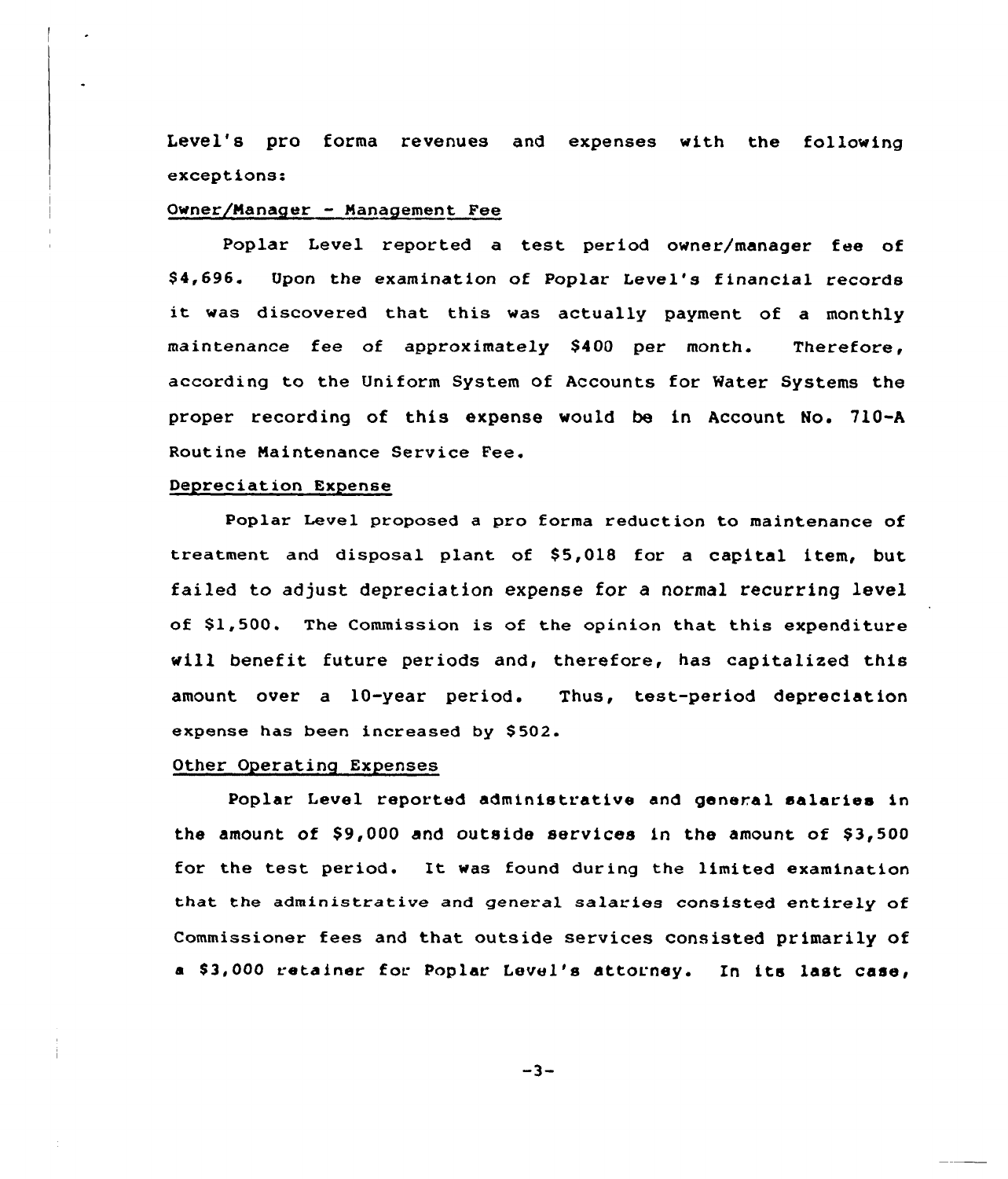Level's pro forma revenues and expenses with the following exceptions:

Owner/Manager - Management Fee

Poplar Level reported a test period owner/manager fee of $4,696. Upon the examination of Poplar Level's financial records it was discovered that this was actually payment of a monthly maintenance fee of approximately $400 per month. Therefore, according to the Uniform System of Accounts for Water Systems the proper recording of this expense would be in Account No. 710-A Routine Maintenance Service Fee.

Depreciation Expense

Poplar Level proposed a pro forma reduction to maintenance of treatment and disposal plant of $5,018 for a capital item, but failed to adjust depreciation expense for a normal recurring level of $1,500. The Commission is of the opinion that this expenditure will benefit future periods and, therefore, has capitalized this amount over a 10-year period. Thus, test-period depreciation expense has been increased by $502.

Other Operating Expenses

Poplar Level reported administrative and general salaries in the amount of $9,000 and outside services in the amount of $3,500 for the test period. It was found during the limited examination that the administrative and general salaries consisted entirely of Commissioner fees and that outside services consisted primarily of a $3,000 retainer for Poplar Level's attorney. In its last case,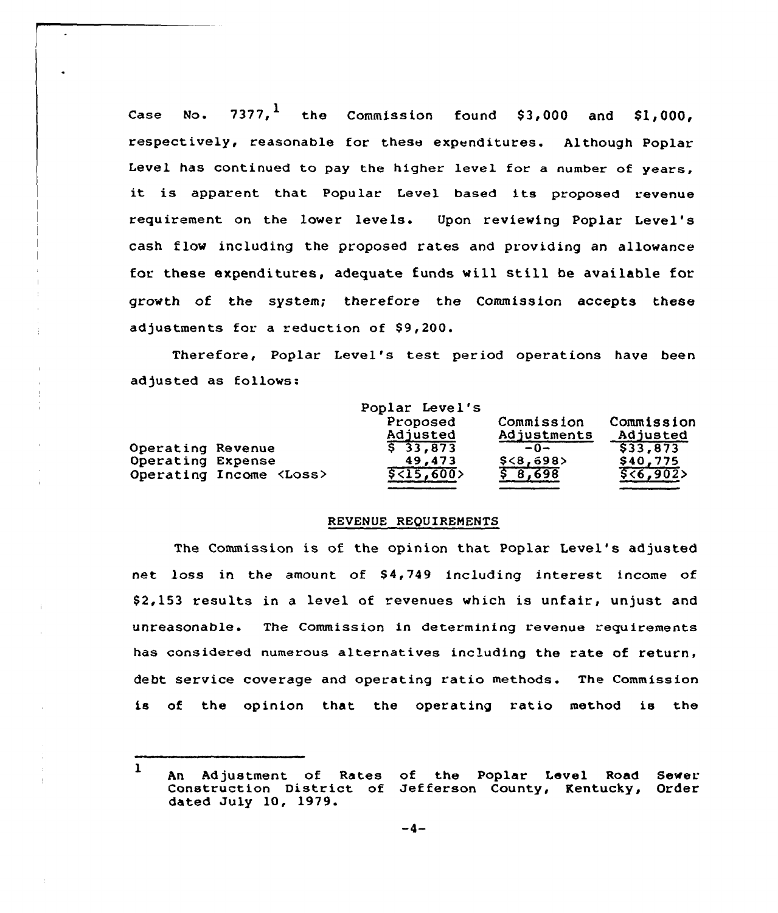Case No. 7377,[1] the Commission found $3,000 and $1,000, respectively, reasonable for these expenditures. Although Poplar Level has continued to pay the higher level for a number of years, it is apparent that Popular Level based its proposed revenue requirement on the lower levels. Upon reviewing Poplar Level's cash flow including the proposed rates and providing an allowance for these expenditures, adequate funds will still be available for growth of the system; therefore the Commission accepts these adjustments for a reduction of $9,200.

Therefore, Poplar Level's test period operations have been adjusted as follows:

| | Poplar Level's Proposed Adjusted | Commission Adjustments | Commission Adjusted |
|---|---|---|---|
| Operating Revenue | $ 33,873 | -0- | $33,873 |
| Operating Expense | 49,473 | $<8,698> | $40,775 |
| Operating Income <Loss> | $<15,600> | $ 8,698 | $<6,902> |

## REVENUE REQUIREMENTS

The Commission is of the opinion that Poplar Level's adjusted net loss in the amount of $4,749 including interest income of $2,153 results in a level of revenues which is unfair, unjust and unreasonable. The Commission in determining revenue requirements has considered numerous alternatives including the rate of return, debt service coverage and operating ratio methods. The Commission is of the opinion that the operating ratio method is the

---

[1] An Adjustment of Rates of the Poplar Level Road Sewer Construction District of Jefferson County, Kentucky, Order dated July 10, 1979.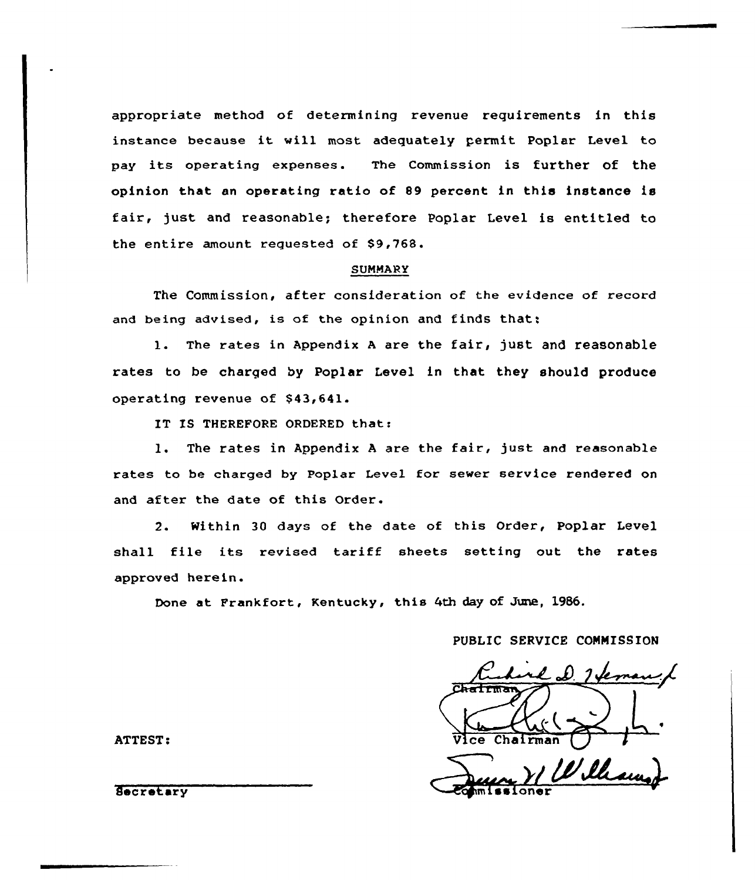appropriate method of determining revenue requirements in this instance because it will most adequately permit Poplar Level to pay its operating expenses. The Commission is further of the opinion that an operating ratio of 89 percent in this instance is fair, just and reasonable; therefore Poplar Level is entitled to the entire amount requested of $9,768.

## SUMMARY

The Commission, after consideration of the evidence of record and being advised, is of the opinion and finds that:

1. The rates in Appendix A are the fair, just and reasonable rates to be charged by Poplar Level in that they should produce operating revenue of $43,641.

IT IS THEREFORE ORDERED that:

1. The rates in Appendix A are the fair, just and reasonable rates to be charged by Poplar Level for sewer service rendered on and after the date of this Order.

2. Within 30 days of the date of this Order, Poplar Level shall file its revised tariff sheets setting out the rates approved herein.

Done at Frankfort, Kentucky, this 4th day of June, 1986.

PUBLIC SERVICE COMMISSION

Chairman

Vice Chairman

Commissioner

ATTEST:

Secretary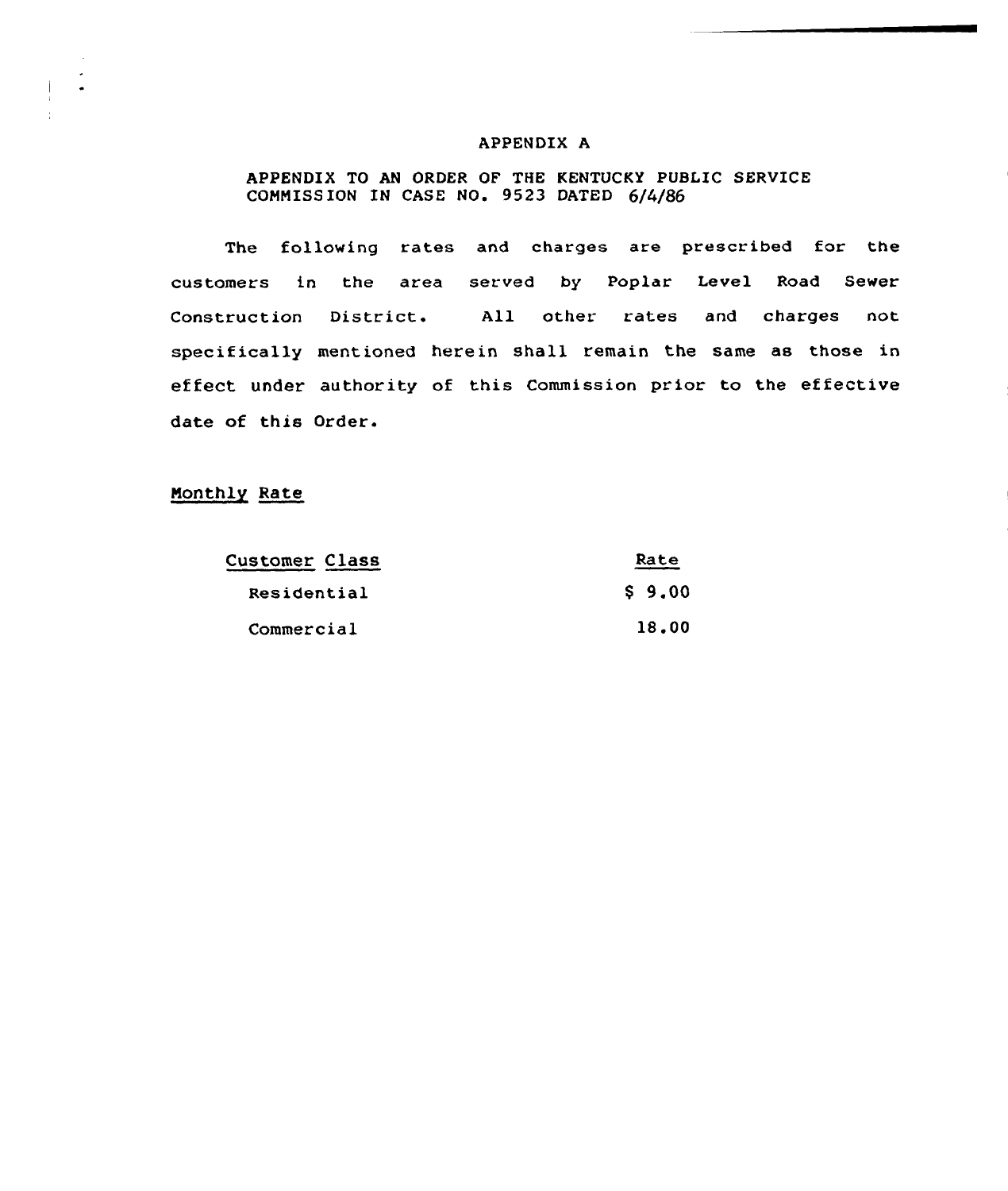# APPENDIX A

## APPENDIX TO AN ORDER OF THE KENTUCKY PUBLIC SERVICE COMMISSION IN CASE NO. 9523 DATED 6/4/86

The following rates and charges are prescribed for the customers in the area served by Poplar Level Road Sewer Construction District. All other rates and charges not specifically mentioned herein shall remain the same as those in effect under authority of this Commission prior to the effective date of this Order.

### Monthly Rate

| Customer Class | Rate |
|---|---|
| Residential | $ 9.00 |
| Commercial | 18.00 |